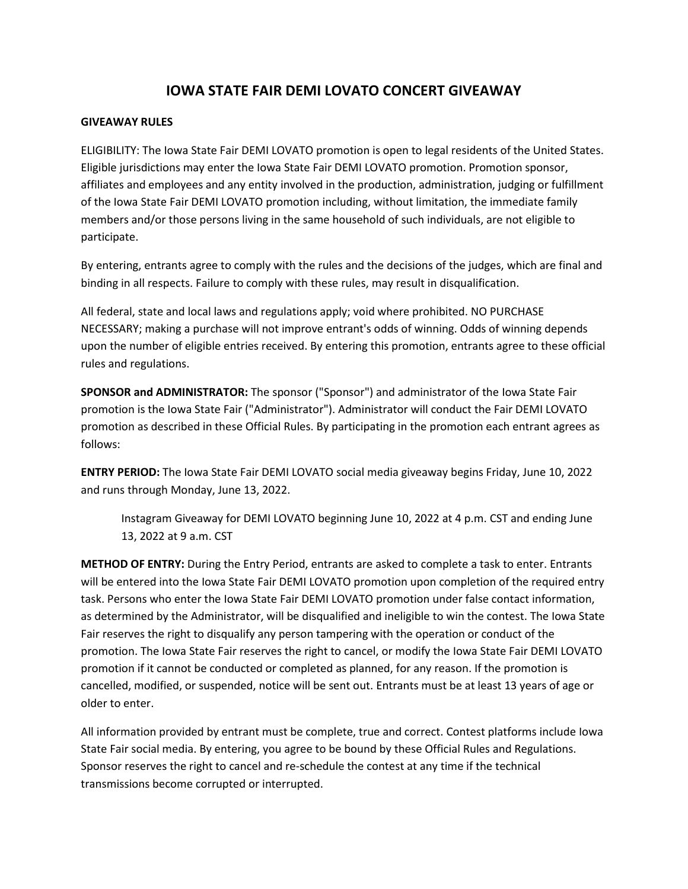# IOWA STATE FAIR DEMI LOVATO CONCERT GIVEAWAY

**GIVEAWAY RULES**

ELIGIBILITY: The Iowa State Fair DEMI LOVATO promotion is open to legal residents of the United States. Eligible jurisdictions may enter the Iowa State Fair DEMI LOVATO promotion. Promotion sponsor, affiliates and employees and any entity involved in the production, administration, judging or fulfillment of the Iowa State Fair DEMI LOVATO promotion including, without limitation, the immediate family members and/or those persons living in the same household of such individuals, are not eligible to participate.

By entering, entrants agree to comply with the rules and the decisions of the judges, which are final and binding in all respects. Failure to comply with these rules, may result in disqualification.

All federal, state and local laws and regulations apply; void where prohibited. NO PURCHASE NECESSARY; making a purchase will not improve entrant's odds of winning. Odds of winning depends upon the number of eligible entries received. By entering this promotion, entrants agree to these official rules and regulations.

**SPONSOR and ADMINISTRATOR:** The sponsor ("Sponsor") and administrator of the Iowa State Fair promotion is the Iowa State Fair ("Administrator"). Administrator will conduct the Fair DEMI LOVATO promotion as described in these Official Rules. By participating in the promotion each entrant agrees as follows:

**ENTRY PERIOD:** The Iowa State Fair DEMI LOVATO social media giveaway begins Friday, June 10, 2022 and runs through Monday, June 13, 2022.

> Instagram Giveaway for DEMI LOVATO beginning June 10, 2022 at 4 p.m. CST and ending June 13, 2022 at 9 a.m. CST

**METHOD OF ENTRY:** During the Entry Period, entrants are asked to complete a task to enter. Entrants will be entered into the Iowa State Fair DEMI LOVATO promotion upon completion of the required entry task. Persons who enter the Iowa State Fair DEMI LOVATO promotion under false contact information, as determined by the Administrator, will be disqualified and ineligible to win the contest. The Iowa State Fair reserves the right to disqualify any person tampering with the operation or conduct of the promotion. The Iowa State Fair reserves the right to cancel, or modify the Iowa State Fair DEMI LOVATO promotion if it cannot be conducted or completed as planned, for any reason. If the promotion is cancelled, modified, or suspended, notice will be sent out. Entrants must be at least 13 years of age or older to enter.

All information provided by entrant must be complete, true and correct. Contest platforms include Iowa State Fair social media. By entering, you agree to be bound by these Official Rules and Regulations. Sponsor reserves the right to cancel and re-schedule the contest at any time if the technical transmissions become corrupted or interrupted.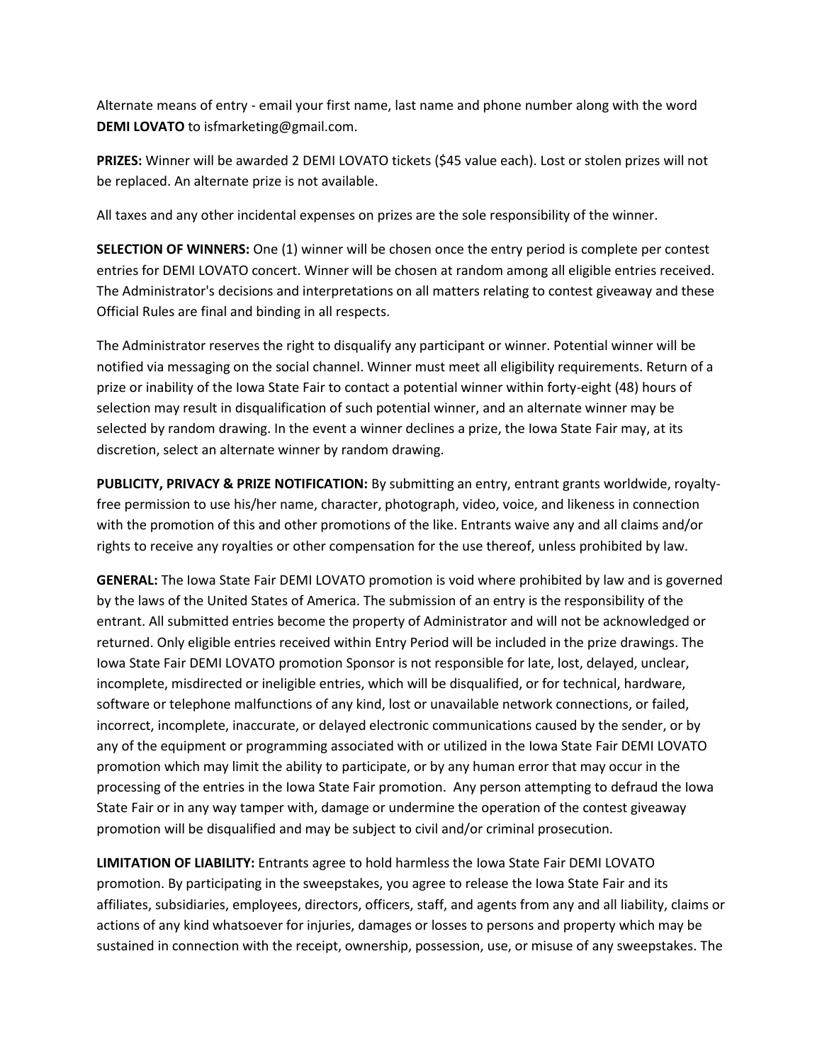Alternate means of entry - email your first name, last name and phone number along with the word **DEMI LOVATO** to isfmarketing@gmail.com.

**PRIZES:** Winner will be awarded 2 DEMI LOVATO tickets ($45 value each). Lost or stolen prizes will not be replaced. An alternate prize is not available.

All taxes and any other incidental expenses on prizes are the sole responsibility of the winner.

**SELECTION OF WINNERS:** One (1) winner will be chosen once the entry period is complete per contest entries for DEMI LOVATO concert. Winner will be chosen at random among all eligible entries received. The Administrator's decisions and interpretations on all matters relating to contest giveaway and these Official Rules are final and binding in all respects.

The Administrator reserves the right to disqualify any participant or winner. Potential winner will be notified via messaging on the social channel. Winner must meet all eligibility requirements. Return of a prize or inability of the Iowa State Fair to contact a potential winner within forty-eight (48) hours of selection may result in disqualification of such potential winner, and an alternate winner may be selected by random drawing. In the event a winner declines a prize, the Iowa State Fair may, at its discretion, select an alternate winner by random drawing.

**PUBLICITY, PRIVACY & PRIZE NOTIFICATION:** By submitting an entry, entrant grants worldwide, royalty-free permission to use his/her name, character, photograph, video, voice, and likeness in connection with the promotion of this and other promotions of the like. Entrants waive any and all claims and/or rights to receive any royalties or other compensation for the use thereof, unless prohibited by law.

**GENERAL:** The Iowa State Fair DEMI LOVATO promotion is void where prohibited by law and is governed by the laws of the United States of America. The submission of an entry is the responsibility of the entrant. All submitted entries become the property of Administrator and will not be acknowledged or returned. Only eligible entries received within Entry Period will be included in the prize drawings. The Iowa State Fair DEMI LOVATO promotion Sponsor is not responsible for late, lost, delayed, unclear, incomplete, misdirected or ineligible entries, which will be disqualified, or for technical, hardware, software or telephone malfunctions of any kind, lost or unavailable network connections, or failed, incorrect, incomplete, inaccurate, or delayed electronic communications caused by the sender, or by any of the equipment or programming associated with or utilized in the Iowa State Fair DEMI LOVATO promotion which may limit the ability to participate, or by any human error that may occur in the processing of the entries in the Iowa State Fair promotion. Any person attempting to defraud the Iowa State Fair or in any way tamper with, damage or undermine the operation of the contest giveaway promotion will be disqualified and may be subject to civil and/or criminal prosecution.

**LIMITATION OF LIABILITY:** Entrants agree to hold harmless the Iowa State Fair DEMI LOVATO promotion. By participating in the sweepstakes, you agree to release the Iowa State Fair and its affiliates, subsidiaries, employees, directors, officers, staff, and agents from any and all liability, claims or actions of any kind whatsoever for injuries, damages or losses to persons and property which may be sustained in connection with the receipt, ownership, possession, use, or misuse of any sweepstakes. The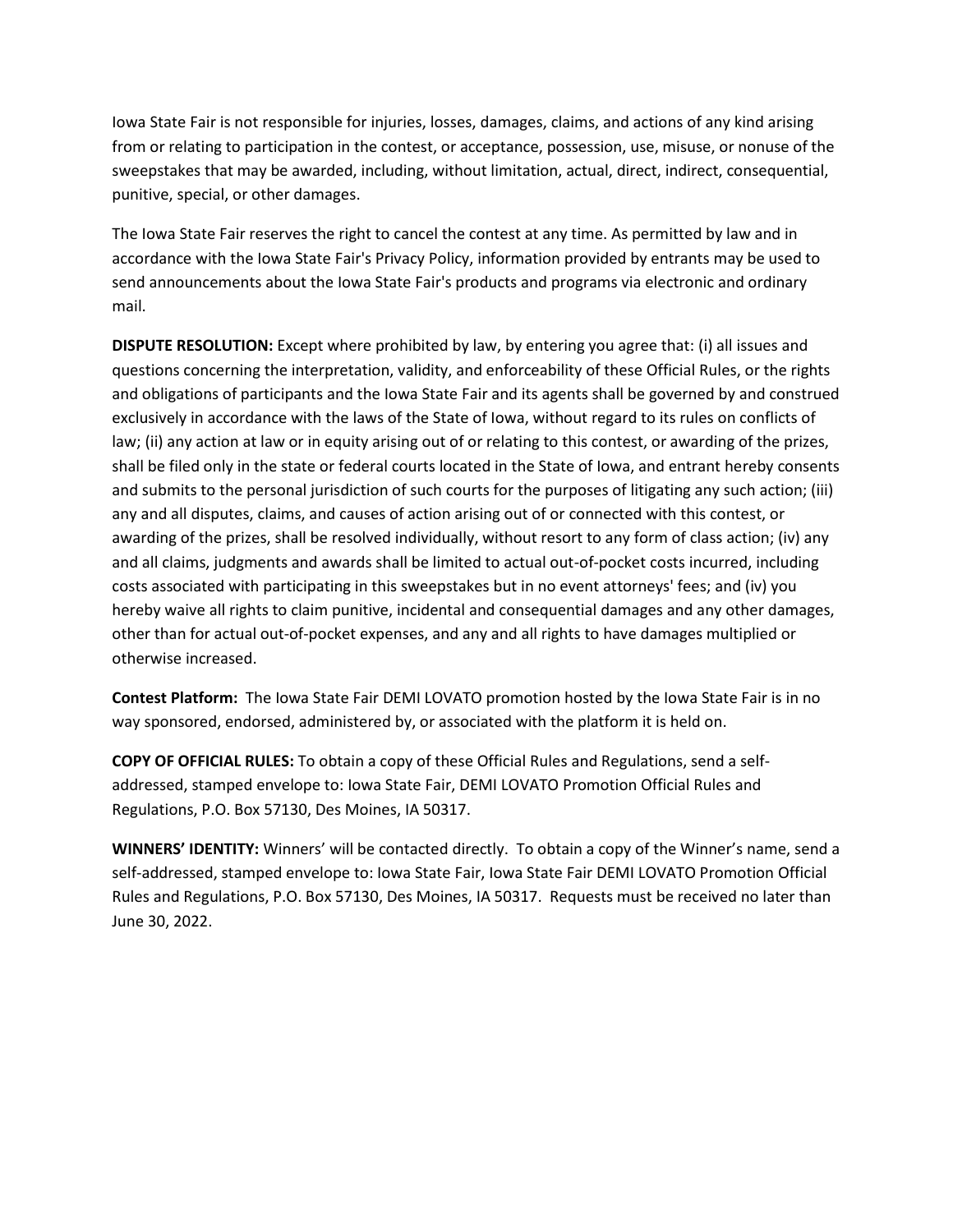Iowa State Fair is not responsible for injuries, losses, damages, claims, and actions of any kind arising from or relating to participation in the contest, or acceptance, possession, use, misuse, or nonuse of the sweepstakes that may be awarded, including, without limitation, actual, direct, indirect, consequential, punitive, special, or other damages.

The Iowa State Fair reserves the right to cancel the contest at any time. As permitted by law and in accordance with the Iowa State Fair's Privacy Policy, information provided by entrants may be used to send announcements about the Iowa State Fair's products and programs via electronic and ordinary mail.

**DISPUTE RESOLUTION:** Except where prohibited by law, by entering you agree that: (i) all issues and questions concerning the interpretation, validity, and enforceability of these Official Rules, or the rights and obligations of participants and the Iowa State Fair and its agents shall be governed by and construed exclusively in accordance with the laws of the State of Iowa, without regard to its rules on conflicts of law; (ii) any action at law or in equity arising out of or relating to this contest, or awarding of the prizes, shall be filed only in the state or federal courts located in the State of Iowa, and entrant hereby consents and submits to the personal jurisdiction of such courts for the purposes of litigating any such action; (iii) any and all disputes, claims, and causes of action arising out of or connected with this contest, or awarding of the prizes, shall be resolved individually, without resort to any form of class action; (iv) any and all claims, judgments and awards shall be limited to actual out-of-pocket costs incurred, including costs associated with participating in this sweepstakes but in no event attorneys' fees; and (iv) you hereby waive all rights to claim punitive, incidental and consequential damages and any other damages, other than for actual out-of-pocket expenses, and any and all rights to have damages multiplied or otherwise increased.

**Contest Platform:** The Iowa State Fair DEMI LOVATO promotion hosted by the Iowa State Fair is in no way sponsored, endorsed, administered by, or associated with the platform it is held on.

**COPY OF OFFICIAL RULES:** To obtain a copy of these Official Rules and Regulations, send a self-addressed, stamped envelope to: Iowa State Fair, DEMI LOVATO Promotion Official Rules and Regulations, P.O. Box 57130, Des Moines, IA 50317.

**WINNERS' IDENTITY:** Winners' will be contacted directly. To obtain a copy of the Winner's name, send a self-addressed, stamped envelope to: Iowa State Fair, Iowa State Fair DEMI LOVATO Promotion Official Rules and Regulations, P.O. Box 57130, Des Moines, IA 50317. Requests must be received no later than June 30, 2022.